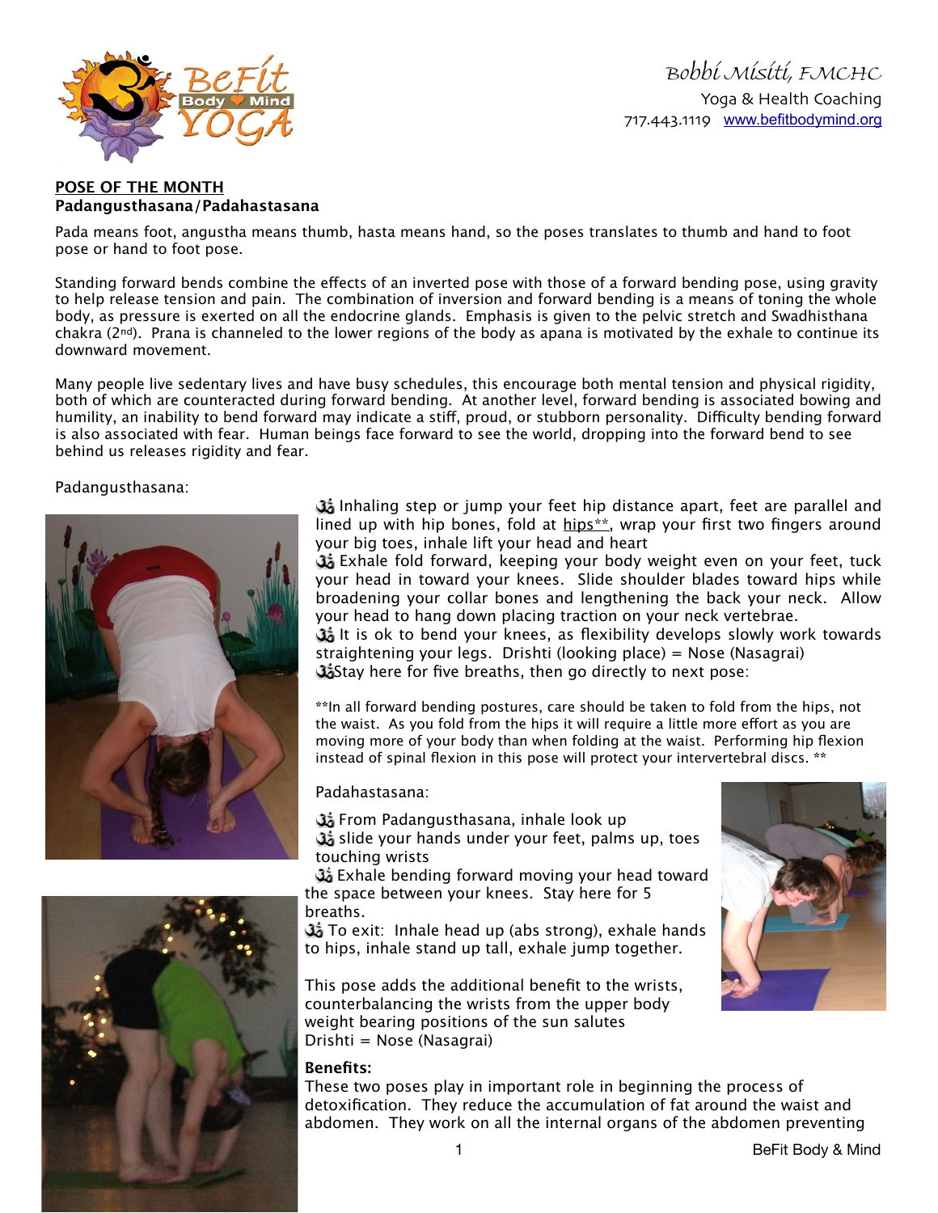Bobbi Misiti, FMCHC
Yoga & Health Coaching
717.443.1119 [www.befitbodymind.org](http://www.befitbodymind.org)

**POSE OF THE MONTH**
**Padangusthasana/Padahastasana**

Pada means foot, angustha means thumb, hasta means hand, so the poses translates to thumb and hand to foot pose or hand to foot pose.

Standing forward bends combine the effects of an inverted pose with those of a forward bending pose, using gravity to help release tension and pain. The combination of inversion and forward bending is a means of toning the whole body, as pressure is exerted on all the endocrine glands. Emphasis is given to the pelvic stretch and Swadhisthana chakra (2nd). Prana is channeled to the lower regions of the body as apana is motivated by the exhale to continue its downward movement.

Many people live sedentary lives and have busy schedules, this encourage both mental tension and physical rigidity, both of which are counteracted during forward bending. At another level, forward bending is associated bowing and humility, an inability to bend forward may indicate a stiff, proud, or stubborn personality. Difficulty bending forward is also associated with fear. Human beings face forward to see the world, dropping into the forward bend to see behind us releases rigidity and fear.

Padangusthasana:

- ॐ Inhaling step or jump your feet hip distance apart, feet are parallel and lined up with hip bones, fold at hips**, wrap your first two fingers around your big toes, inhale lift your head and heart
- ॐ Exhale fold forward, keeping your body weight even on your feet, tuck your head in toward your knees. Slide shoulder blades toward hips while broadening your collar bones and lengthening the back your neck. Allow your head to hang down placing traction on your neck vertebrae.
- ॐ It is ok to bend your knees, as flexibility develops slowly work towards straightening your legs. Drishti (looking place) = Nose (Nasagrai)
- ॐ Stay here for five breaths, then go directly to next pose:

**In all forward bending postures, care should be taken to fold from the hips, not the waist. As you fold from the hips it will require a little more effort as you are moving more of your body than when folding at the waist. Performing hip flexion instead of spinal flexion in this pose will protect your intervertebral discs. **

Padahastasana:

- ॐ From Padangusthasana, inhale look up
- ॐ slide your hands under your feet, palms up, toes touching wrists
- ॐ Exhale bending forward moving your head toward the space between your knees. Stay here for 5 breaths.
- ॐ To exit: Inhale head up (abs strong), exhale hands to hips, inhale stand up tall, exhale jump together.

This pose adds the additional benefit to the wrists, counterbalancing the wrists from the upper body weight bearing positions of the sun salutes
Drishti = Nose (Nasagrai)

**Benefits:**
These two poses play in important role in beginning the process of detoxification. They reduce the accumulation of fat around the waist and abdomen. They work on all the internal organs of the abdomen preventing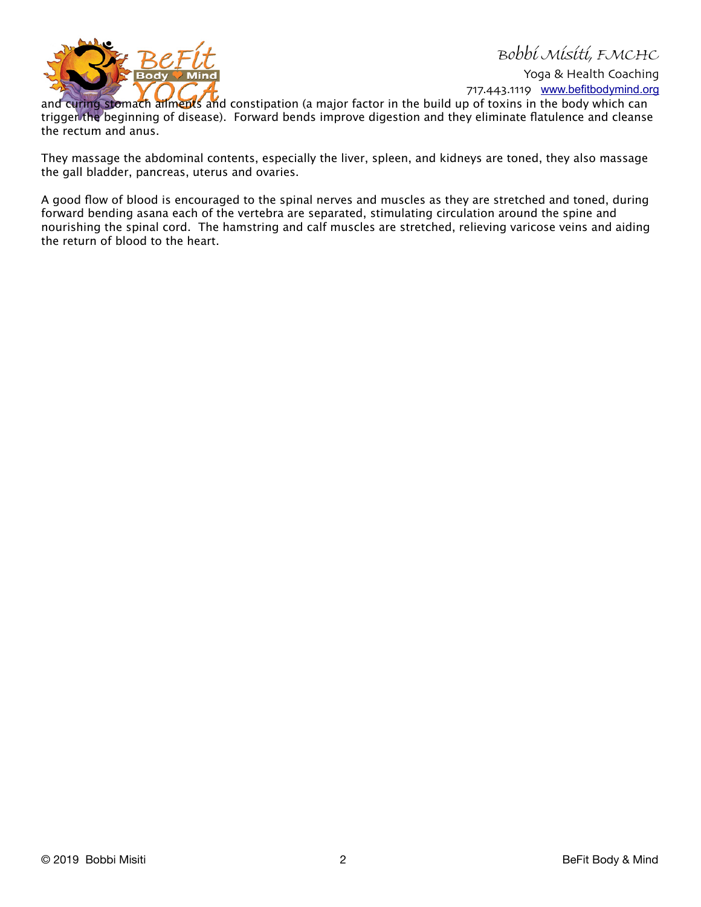and curing stomach ailments and constipation (a major factor in the build up of toxins in the body which can trigger the beginning of disease). Forward bends improve digestion and they eliminate flatulence and cleanse the rectum and anus.

They massage the abdominal contents, especially the liver, spleen, and kidneys are toned, they also massage the gall bladder, pancreas, uterus and ovaries.

A good flow of blood is encouraged to the spinal nerves and muscles as they are stretched and toned, during forward bending asana each of the vertebra are separated, stimulating circulation around the spine and nourishing the spinal cord. The hamstring and calf muscles are stretched, relieving varicose veins and aiding the return of blood to the heart.